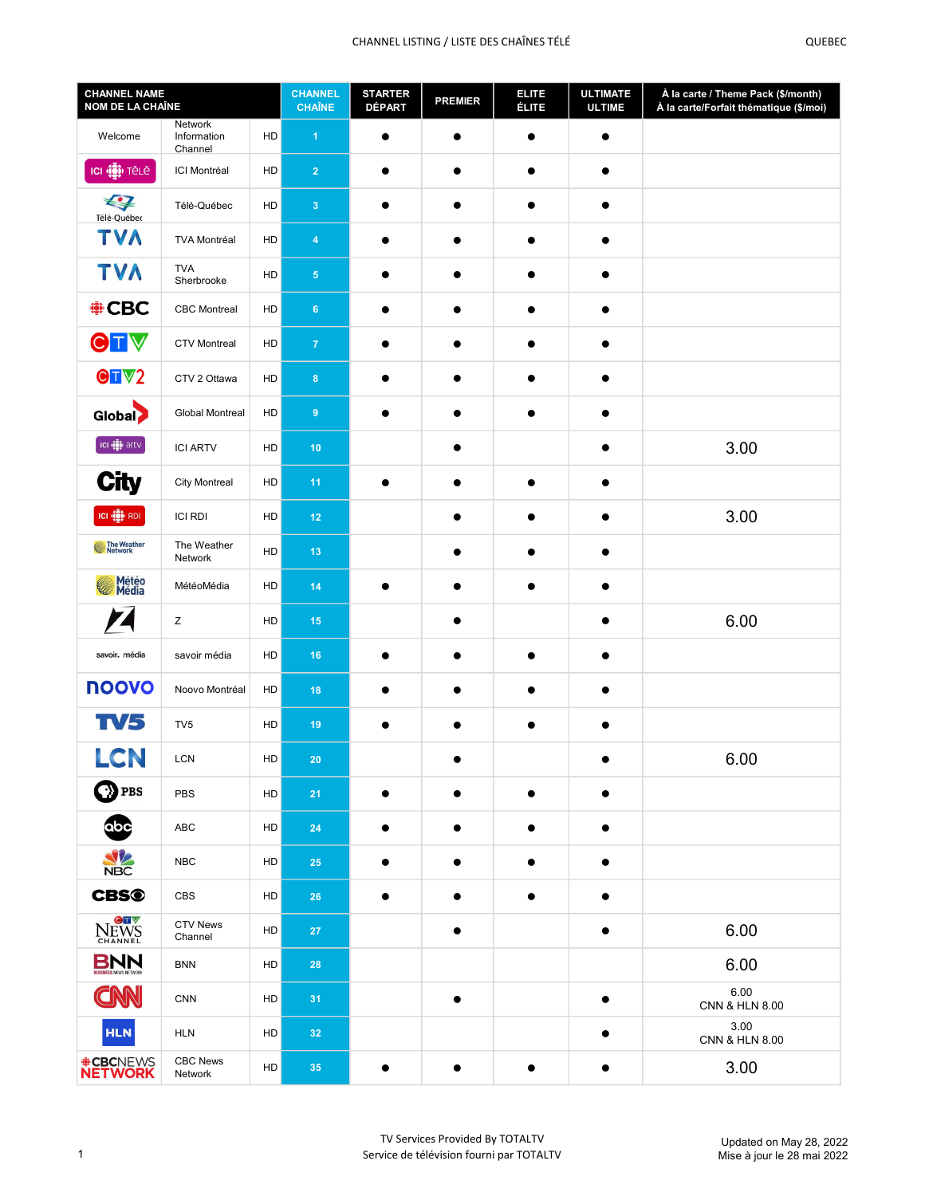CHANNEL LISTING / LISTE DES CHAÎNES TÉLÉ

QUEBEC

| CHANNEL NAME / NOM DE LA CHAÎNE | | | CHANNEL / CHAÎNE | STARTER / DÉPART | PREMIER | ELITE / ÉLITE | ULTIMATE / ULTIME | À la carte / Theme Pack ($/month) / À la carte/Forfait thématique ($/moi) |
|---|---|---|---|---|---|---|---|---|
| Welcome | Network Information Channel | HD | 1 | ● | ● | ● | ● | |
| ICI TÉLÉ | ICI Montréal | HD | 2 | ● | ● | ● | ● | |
| Télé-Québec | Télé-Québec | HD | 3 | ● | ● | ● | ● | |
| TVA | TVA Montréal | HD | 4 | ● | ● | ● | ● | |
| TVA | TVA Sherbrooke | HD | 5 | ● | ● | ● | ● | |
| CBC | CBC Montreal | HD | 6 | ● | ● | ● | ● | |
| CTV | CTV Montreal | HD | 7 | ● | ● | ● | ● | |
| CTV2 | CTV 2 Ottawa | HD | 8 | ● | ● | ● | ● | |
| Global | Global Montreal | HD | 9 | ● | ● | ● | ● | |
| ICI artv | ICI ARTV | HD | 10 | | ● | | ● | 3.00 |
| City | City Montreal | HD | 11 | ● | ● | ● | ● | |
| ICI RDI | ICI RDI | HD | 12 | | ● | ● | ● | 3.00 |
| The Weather Network | The Weather Network | HD | 13 | | ● | ● | ● | |
| Météo Média | MétéoMédia | HD | 14 | ● | ● | ● | ● | |
| Z | Z | HD | 15 | | ● | | ● | 6.00 |
| savoir. média | savoir média | HD | 16 | ● | ● | ● | ● | |
| noovo | Noovo Montréal | HD | 18 | ● | ● | ● | ● | |
| TV5 | TV5 | HD | 19 | ● | ● | ● | ● | |
| LCN | LCN | HD | 20 | | ● | | ● | 6.00 |
| PBS | PBS | HD | 21 | ● | ● | ● | ● | |
| abc | ABC | HD | 24 | ● | ● | ● | ● | |
| NBC | NBC | HD | 25 | ● | ● | ● | ● | |
| CBS | CBS | HD | 26 | ● | ● | ● | ● | |
| CTV News Channel | CTV News Channel | HD | 27 | | ● | | ● | 6.00 |
| BNN | BNN | HD | 28 | | | | | 6.00 |
| CNN | CNN | HD | 31 | | ● | | ● | 6.00 CNN & HLN 8.00 |
| HLN | HLN | HD | 32 | | | | ● | 3.00 CNN & HLN 8.00 |
| CBC News Network | CBC News Network | HD | 35 | ● | ● | ● | ● | 3.00 |

TV Services Provided By TOTALTV
Service de télévision fourni par TOTALTV

Updated on May 28, 2022
Mise à jour le 28 mai 2022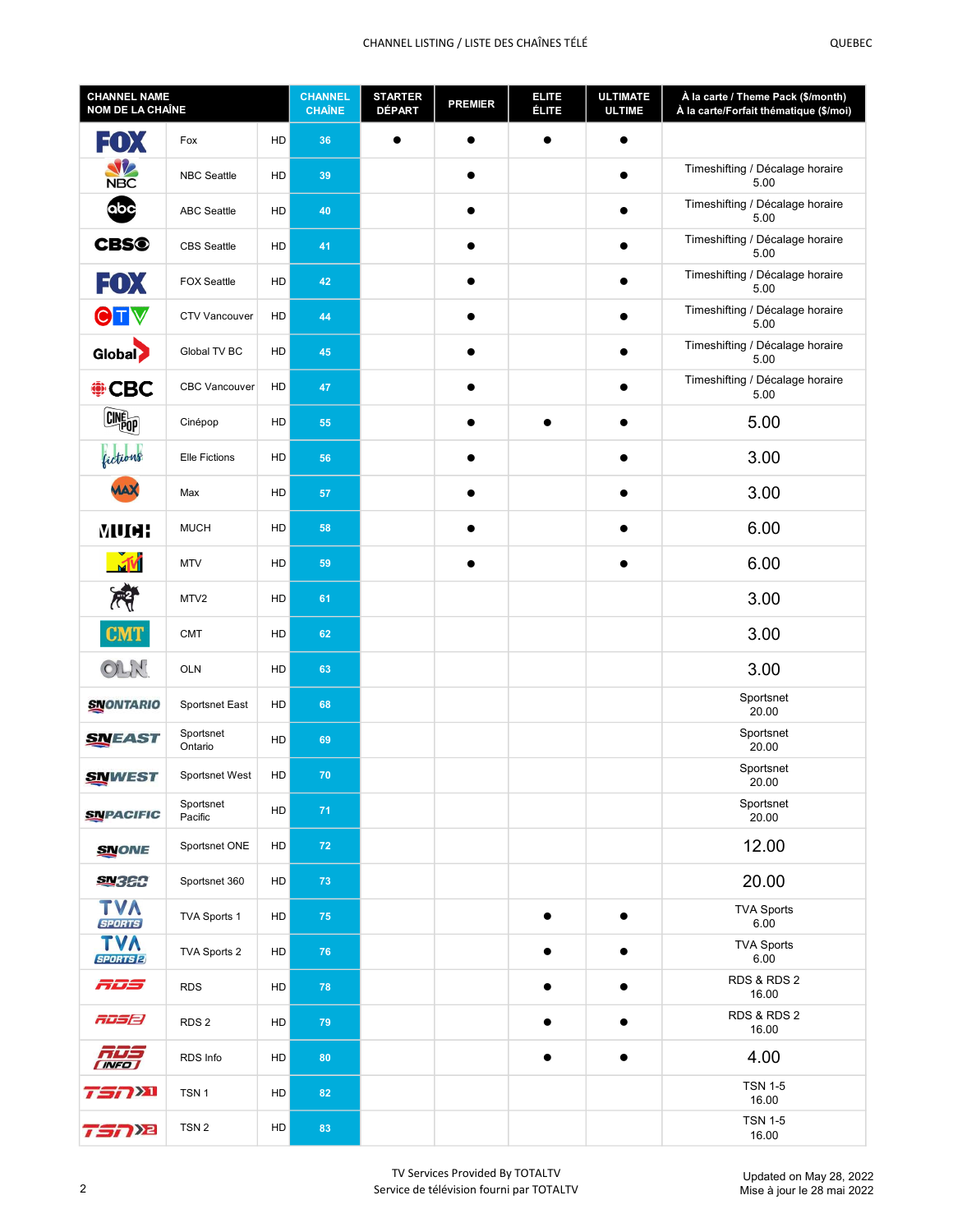| CHANNEL NAME<br>NOM DE LA CHAÎNE | | | CHANNEL<br>CHAÎNE | STARTER<br>DÉPART | PREMIER | ELITE<br>ÉLITE | ULTIMATE<br>ULTIME | À la carte / Theme Pack ($/month)<br>À la carte/Forfait thématique ($/moi) |
|---|---|---|---|---|---|---|---|---|
| | Fox | HD | 36 | ● | ● | ● | ● | |
| | NBC Seattle | HD | 39 | | ● | | ● | Timeshifting / Décalage horaire 5.00 |
| | ABC Seattle | HD | 40 | | ● | | ● | Timeshifting / Décalage horaire 5.00 |
| | CBS Seattle | HD | 41 | | ● | | ● | Timeshifting / Décalage horaire 5.00 |
| | FOX Seattle | HD | 42 | | ● | | ● | Timeshifting / Décalage horaire 5.00 |
| | CTV Vancouver | HD | 44 | | ● | | ● | Timeshifting / Décalage horaire 5.00 |
| | Global TV BC | HD | 45 | | ● | | ● | Timeshifting / Décalage horaire 5.00 |
| | CBC Vancouver | HD | 47 | | ● | | ● | Timeshifting / Décalage horaire 5.00 |
| | Cinépop | HD | 55 | | ● | ● | ● | 5.00 |
| | Elle Fictions | HD | 56 | | ● | | ● | 3.00 |
| | Max | HD | 57 | | ● | | ● | 3.00 |
| | MUCH | HD | 58 | | ● | | ● | 6.00 |
| | MTV | HD | 59 | | ● | | ● | 6.00 |
| | MTV2 | HD | 61 | | | | | 3.00 |
| | CMT | HD | 62 | | | | | 3.00 |
| | OLN | HD | 63 | | | | | 3.00 |
| | Sportsnet East | HD | 68 | | | | | Sportsnet 20.00 |
| | Sportsnet Ontario | HD | 69 | | | | | Sportsnet 20.00 |
| | Sportsnet West | HD | 70 | | | | | Sportsnet 20.00 |
| | Sportsnet Pacific | HD | 71 | | | | | Sportsnet 20.00 |
| | Sportsnet ONE | HD | 72 | | | | | 12.00 |
| | Sportsnet 360 | HD | 73 | | | | | 20.00 |
| | TVA Sports 1 | HD | 75 | | | ● | ● | TVA Sports 6.00 |
| | TVA Sports 2 | HD | 76 | | | ● | ● | TVA Sports 6.00 |
| | RDS | HD | 78 | | | ● | ● | RDS & RDS 2 16.00 |
| | RDS 2 | HD | 79 | | | ● | ● | RDS & RDS 2 16.00 |
| | RDS Info | HD | 80 | | | ● | ● | 4.00 |
| | TSN 1 | HD | 82 | | | | | TSN 1-5 16.00 |
| | TSN 2 | HD | 83 | | | | | TSN 1-5 16.00 |

TV Services Provided By TOTALTV
Service de télévision fourni par TOTALTV

Updated on May 28, 2022
Mise à jour le 28 mai 2022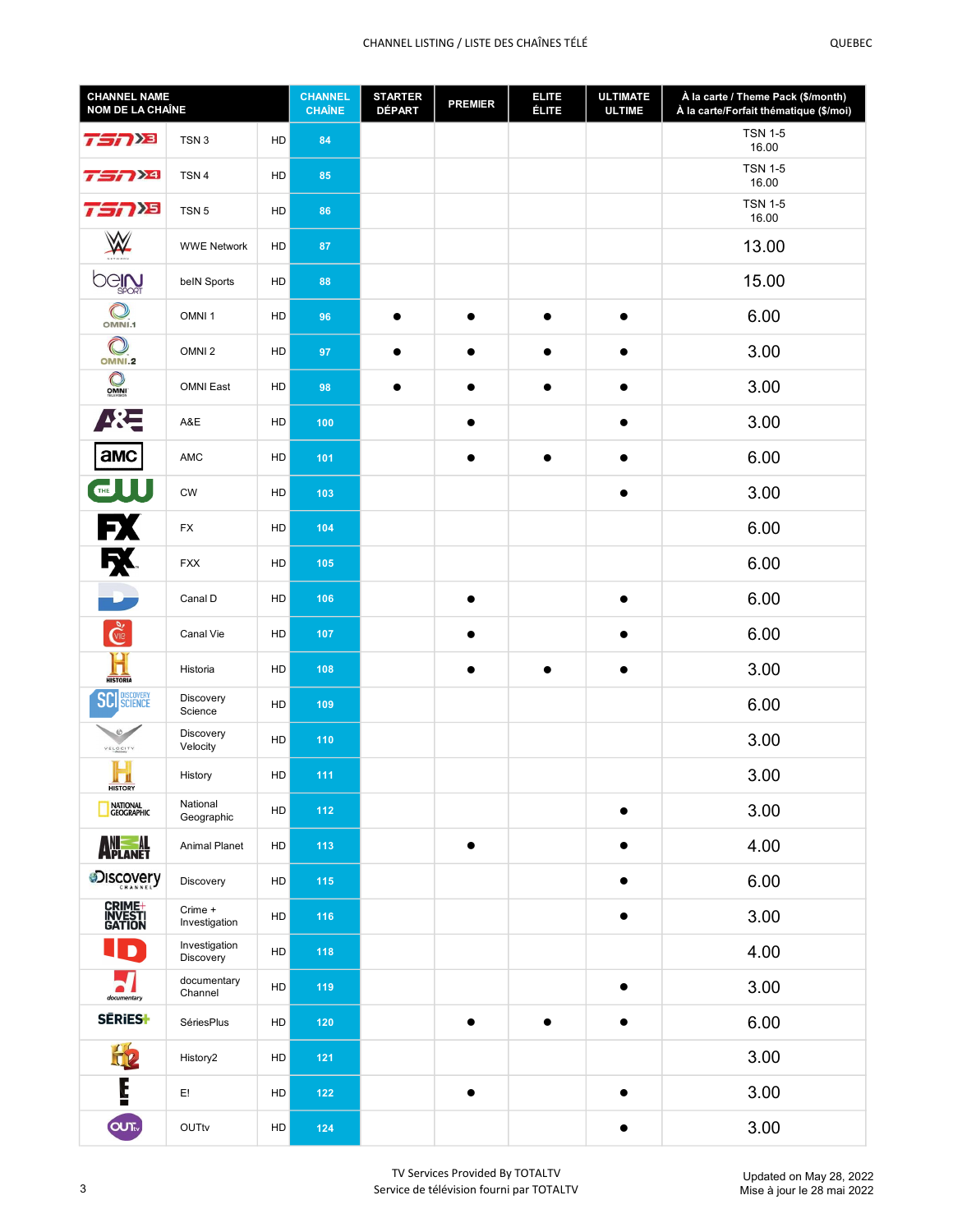| CHANNEL NAME<br>NOM DE LA CHAÎNE | | | CHANNEL<br>CHAÎNE | STARTER<br>DÉPART | PREMIER | ELITE<br>ÉLITE | ULTIMATE<br>ULTIME | À la carte / Theme Pack ($/month)<br>À la carte/Forfait thématique ($/moi) |
|---|---|---|---|---|---|---|---|---|
| | TSN 3 | HD | 84 | | | | | TSN 1-5<br>16.00 |
| | TSN 4 | HD | 85 | | | | | TSN 1-5<br>16.00 |
| | TSN 5 | HD | 86 | | | | | TSN 1-5<br>16.00 |
| | WWE Network | HD | 87 | | | | | 13.00 |
| | beIN Sports | HD | 88 | | | | | 15.00 |
| | OMNI 1 | HD | 96 | ● | ● | ● | ● | 6.00 |
| | OMNI 2 | HD | 97 | ● | ● | ● | ● | 3.00 |
| | OMNI East | HD | 98 | ● | ● | ● | ● | 3.00 |
| | A&E | HD | 100 | | ● | | ● | 3.00 |
| | AMC | HD | 101 | | ● | ● | ● | 6.00 |
| | CW | HD | 103 | | | | ● | 3.00 |
| | FX | HD | 104 | | | | | 6.00 |
| | FXX | HD | 105 | | | | | 6.00 |
| | Canal D | HD | 106 | | ● | | ● | 6.00 |
| | Canal Vie | HD | 107 | | ● | | ● | 6.00 |
| | Historia | HD | 108 | | ● | ● | ● | 3.00 |
| | Discovery Science | HD | 109 | | | | | 6.00 |
| | Discovery Velocity | HD | 110 | | | | | 3.00 |
| | History | HD | 111 | | | | | 3.00 |
| | National Geographic | HD | 112 | | | | ● | 3.00 |
| | Animal Planet | HD | 113 | | ● | | ● | 4.00 |
| | Discovery | HD | 115 | | | | ● | 6.00 |
| | Crime + Investigation | HD | 116 | | | | ● | 3.00 |
| | Investigation Discovery | HD | 118 | | | | | 4.00 |
| | documentary Channel | HD | 119 | | | | ● | 3.00 |
| | SériesPlus | HD | 120 | | ● | ● | ● | 6.00 |
| | History2 | HD | 121 | | | | | 3.00 |
| | E! | HD | 122 | | ● | | ● | 3.00 |
| | OUTtv | HD | 124 | | | | ● | 3.00 |

TV Services Provided By TOTALTV
Service de télévision fourni par TOTALTV

Updated on May 28, 2022
Mise à jour le 28 mai 2022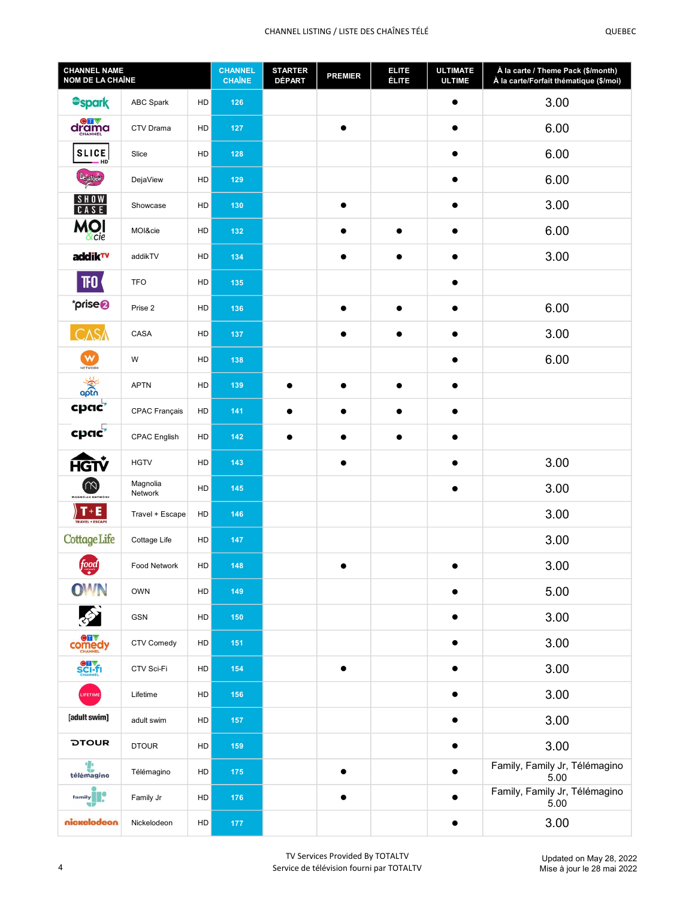| CHANNEL NAME<br>NOM DE LA CHAÎNE | | | CHANNEL<br>CHAÎNE | STARTER<br>DÉPART | PREMIER | ELITE<br>ÉLITE | ULTIMATE<br>ULTIME | À la carte / Theme Pack ($/month)<br>À la carte/Forfait thématique ($/moi) |
|---|---|---|---|---|---|---|---|---|
| | ABC Spark | HD | 126 | | | | ● | 3.00 |
| | CTV Drama | HD | 127 | | ● | | ● | 6.00 |
| | Slice | HD | 128 | | | | ● | 6.00 |
| | DejaView | HD | 129 | | | | ● | 6.00 |
| | Showcase | HD | 130 | | ● | | ● | 3.00 |
| | MOI&cie | HD | 132 | | ● | ● | ● | 6.00 |
| | addikTV | HD | 134 | | ● | ● | ● | 3.00 |
| | TFO | HD | 135 | | | | ● | |
| | Prise 2 | HD | 136 | | ● | ● | ● | 6.00 |
| | CASA | HD | 137 | | ● | ● | ● | 3.00 |
| | W | HD | 138 | | | | ● | 6.00 |
| | APTN | HD | 139 | ● | ● | ● | ● | |
| | CPAC Français | HD | 141 | ● | ● | ● | ● | |
| | CPAC English | HD | 142 | ● | ● | ● | ● | |
| | HGTV | HD | 143 | | ● | | ● | 3.00 |
| | Magnolia Network | HD | 145 | | | | ● | 3.00 |
| | Travel + Escape | HD | 146 | | | | | 3.00 |
| | Cottage Life | HD | 147 | | | | | 3.00 |
| | Food Network | HD | 148 | | ● | | ● | 3.00 |
| | OWN | HD | 149 | | | | ● | 5.00 |
| | GSN | HD | 150 | | | | ● | 3.00 |
| | CTV Comedy | HD | 151 | | | | ● | 3.00 |
| | CTV Sci-Fi | HD | 154 | | ● | | ● | 3.00 |
| | Lifetime | HD | 156 | | | | ● | 3.00 |
| | adult swim | HD | 157 | | | | ● | 3.00 |
| | DTOUR | HD | 159 | | | | ● | 3.00 |
| | Télémagino | HD | 175 | | ● | | ● | Family, Family Jr, Télémagino 5.00 |
| | Family Jr | HD | 176 | | ● | | ● | Family, Family Jr, Télémagino 5.00 |
| | Nickelodeon | HD | 177 | | | | ● | 3.00 |

TV Services Provided By TOTALTV
Service de télévision fourni par TOTALTV

Updated on May 28, 2022
Mise à jour le 28 mai 2022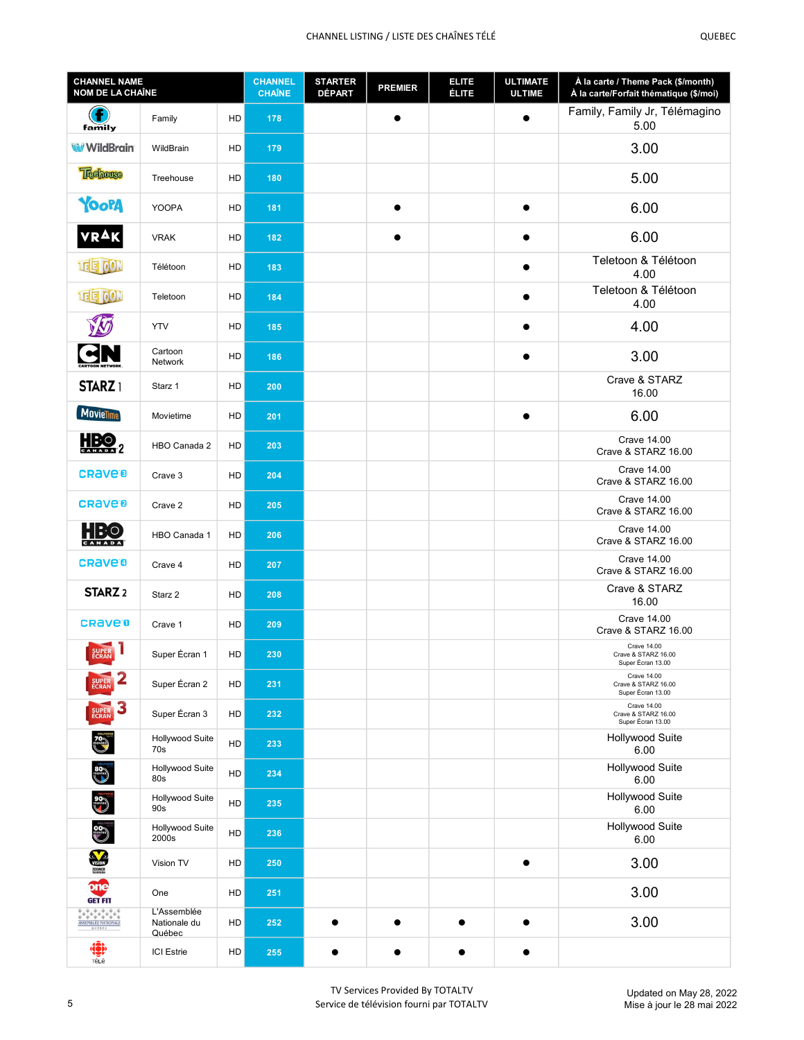| CHANNEL NAME<br>NOM DE LA CHAÎNE | | | CHANNEL<br>CHAÎNE | STARTER<br>DÉPART | PREMIER | ELITE<br>ÉLITE | ULTIMATE<br>ULTIME | À la carte / Theme Pack ($/month)<br>À la carte/Forfait thématique ($/moi) |
|---|---|---|---|---|---|---|---|---|
| | Family | HD | 178 | | ● | | ● | Family, Family Jr, Télémagino 5.00 |
| | WildBrain | HD | 179 | | | | | 3.00 |
| | Treehouse | HD | 180 | | | | | 5.00 |
| | YOOPA | HD | 181 | | ● | | ● | 6.00 |
| | VRAK | HD | 182 | | ● | | ● | 6.00 |
| | Télétoon | HD | 183 | | | | ● | Teletoon & Télétoon 4.00 |
| | Teletoon | HD | 184 | | | | ● | Teletoon & Télétoon 4.00 |
| | YTV | HD | 185 | | | | ● | 4.00 |
| | Cartoon Network | HD | 186 | | | | ● | 3.00 |
| | Starz 1 | HD | 200 | | | | | Crave & STARZ 16.00 |
| | Movietime | HD | 201 | | | | ● | 6.00 |
| | HBO Canada 2 | HD | 203 | | | | | Crave 14.00<br>Crave & STARZ 16.00 |
| | Crave 3 | HD | 204 | | | | | Crave 14.00<br>Crave & STARZ 16.00 |
| | Crave 2 | HD | 205 | | | | | Crave 14.00<br>Crave & STARZ 16.00 |
| | HBO Canada 1 | HD | 206 | | | | | Crave 14.00<br>Crave & STARZ 16.00 |
| | Crave 4 | HD | 207 | | | | | Crave 14.00<br>Crave & STARZ 16.00 |
| | Starz 2 | HD | 208 | | | | | Crave & STARZ 16.00 |
| | Crave 1 | HD | 209 | | | | | Crave 14.00<br>Crave & STARZ 16.00 |
| | Super Écran 1 | HD | 230 | | | | | Crave 14.00<br>Crave & STARZ 16.00<br>Super Écran 13.00 |
| | Super Écran 2 | HD | 231 | | | | | Crave 14.00<br>Crave & STARZ 16.00<br>Super Écran 13.00 |
| | Super Écran 3 | HD | 232 | | | | | Crave 14.00<br>Crave & STARZ 16.00<br>Super Écran 13.00 |
| | Hollywood Suite 70s | HD | 233 | | | | | Hollywood Suite 6.00 |
| | Hollywood Suite 80s | HD | 234 | | | | | Hollywood Suite 6.00 |
| | Hollywood Suite 90s | HD | 235 | | | | | Hollywood Suite 6.00 |
| | Hollywood Suite 2000s | HD | 236 | | | | | Hollywood Suite 6.00 |
| | Vision TV | HD | 250 | | | | ● | 3.00 |
| | One | HD | 251 | | | | | 3.00 |
| | L'Assemblée Nationale du Québec | HD | 252 | ● | ● | ● | ● | 3.00 |
| | ICI Estrie | HD | 255 | ● | ● | ● | ● | |

TV Services Provided By TOTALTV
Service de télévision fourni par TOTALTV

Updated on May 28, 2022
Mise à jour le 28 mai 2022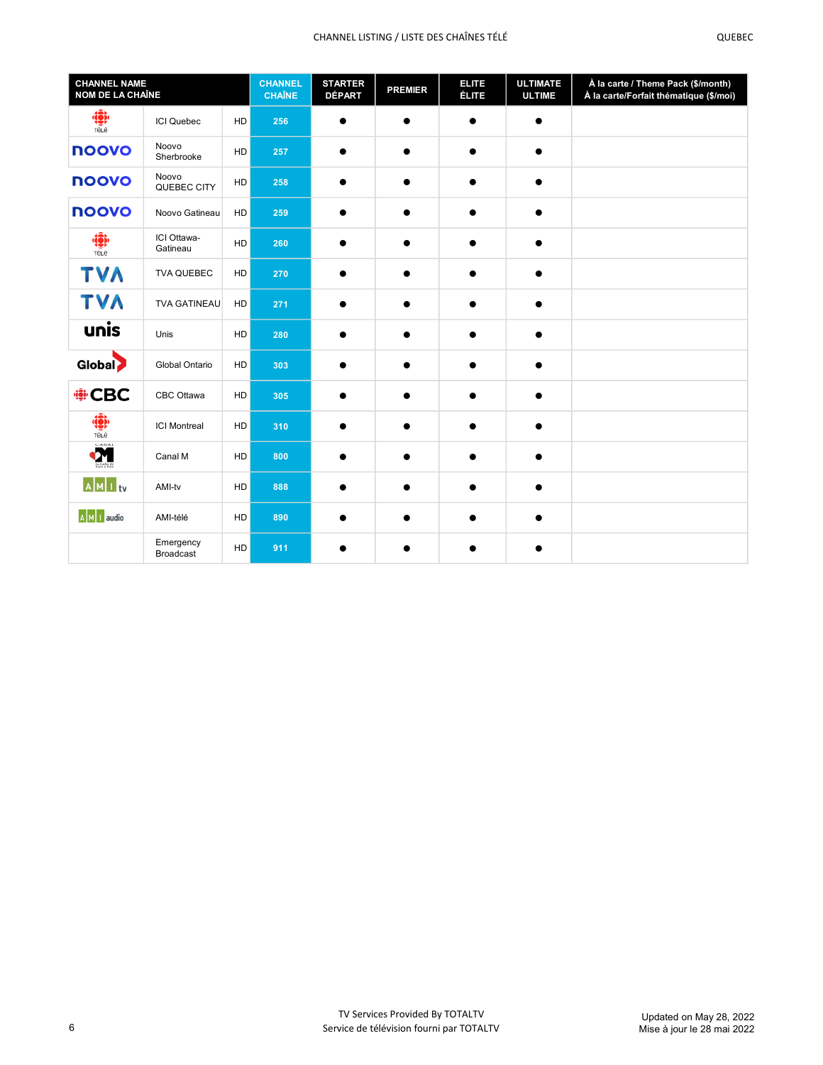| CHANNEL NAME<br>NOM DE LA CHAÎNE | | | CHANNEL<br>CHAÎNE | STARTER<br>DÉPART | PREMIER | ELITE<br>ÉLITE | ULTIMATE<br>ULTIME | À la carte / Theme Pack ($/month)<br>À la carte/Forfait thématique ($/moi) |
|---|---|---|---|---|---|---|---|---|
| | ICI Quebec | HD | 256 | ● | ● | ● | ● | |
| | Noovo Sherbrooke | HD | 257 | ● | ● | ● | ● | |
| | Noovo QUEBEC CITY | HD | 258 | ● | ● | ● | ● | |
| | Noovo Gatineau | HD | 259 | ● | ● | ● | ● | |
| | ICI Ottawa-Gatineau | HD | 260 | ● | ● | ● | ● | |
| | TVA QUEBEC | HD | 270 | ● | ● | ● | ● | |
| | TVA GATINEAU | HD | 271 | ● | ● | ● | ● | |
| | Unis | HD | 280 | ● | ● | ● | ● | |
| | Global Ontario | HD | 303 | ● | ● | ● | ● | |
| | CBC Ottawa | HD | 305 | ● | ● | ● | ● | |
| | ICI Montreal | HD | 310 | ● | ● | ● | ● | |
| | Canal M | HD | 800 | ● | ● | ● | ● | |
| | AMI-tv | HD | 888 | ● | ● | ● | ● | |
| | AMI-télé | HD | 890 | ● | ● | ● | ● | |
| | Emergency Broadcast | HD | 911 | ● | ● | ● | ● | |

TV Services Provided By TOTALTV
Service de télévision fourni par TOTALTV

Updated on May 28, 2022
Mise à jour le 28 mai 2022